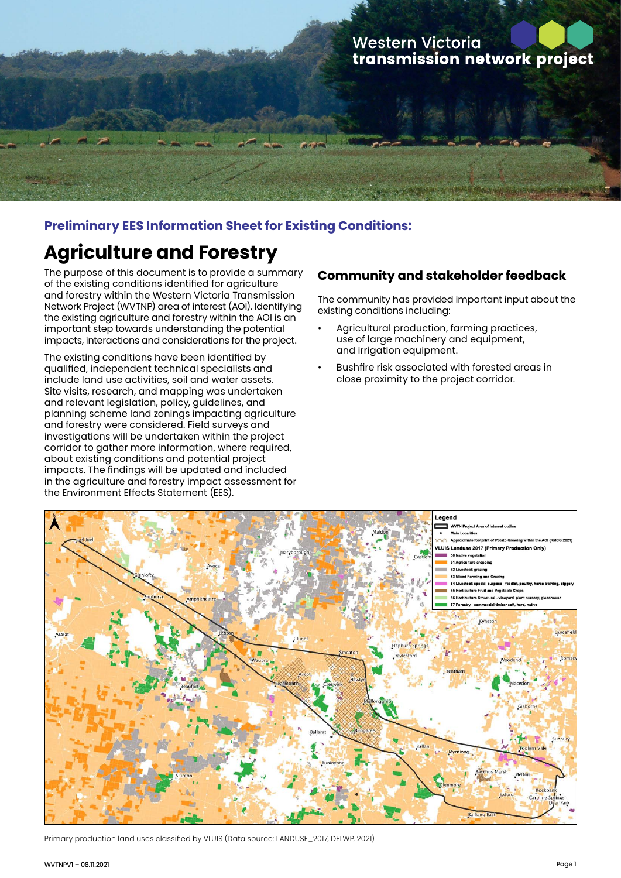Western Victoria transmission network project

### Preliminary EES Information Sheet for Existing Conditions:

# Agriculture and Forestry

The purpose of this document is to provide a summary of the existing conditions identified for agriculture and forestry within the Western Victoria Transmission Network Project (WVTNP) area of interest (AOI). Identifying the existing agriculture and forestry within the AOI is an important step towards understanding the potential impacts, interactions and considerations for the project.

The existing conditions have been identified by qualified, independent technical specialists and include land use activities, soil and water assets. Site visits, research, and mapping was undertaken and relevant legislation, policy, guidelines, and planning scheme land zonings impacting agriculture and forestry were considered. Field surveys and investigations will be undertaken within the project corridor to gather more information, where required, about existing conditions and potential project impacts. The findings will be updated and included in the agriculture and forestry impact assessment for the Environment Effects Statement (EES).

## Community and stakeholder feedback

The community has provided important input about the existing conditions including:

- Agricultural production, farming practices, use of large machinery and equipment, and irrigation equipment.
- Bushfire risk associated with forested areas in close proximity to the project corridor.

Primary production land uses classified by VLUIS (Data source: LANDUSE_2017, DELWP, 2021)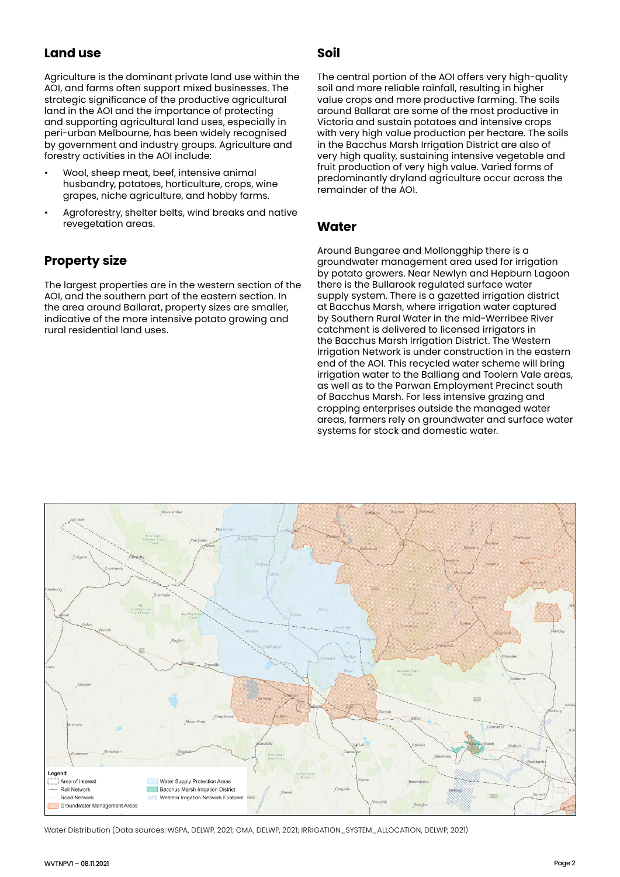## Land use

Agriculture is the dominant private land use within the AOI, and farms often support mixed businesses. The strategic significance of the productive agricultural land in the AOI and the importance of protecting and supporting agricultural land uses, especially in peri-urban Melbourne, has been widely recognised by government and industry groups. Agriculture and forestry activities in the AOI include:

- Wool, sheep meat, beef, intensive animal husbandry, potatoes, horticulture, crops, wine grapes, niche agriculture, and hobby farms.
- Agroforestry, shelter belts, wind breaks and native revegetation areas.

## Property size

The largest properties are in the western section of the AOI, and the southern part of the eastern section. In the area around Ballarat, property sizes are smaller, indicative of the more intensive potato growing and rural residential land uses.

## Soil

The central portion of the AOI offers very high-quality soil and more reliable rainfall, resulting in higher value crops and more productive farming. The soils around Ballarat are some of the most productive in Victoria and sustain potatoes and intensive crops with very high value production per hectare. The soils in the Bacchus Marsh Irrigation District are also of very high quality, sustaining intensive vegetable and fruit production of very high value. Varied forms of predominantly dryland agriculture occur across the remainder of the AOI.

## Water

Around Bungaree and Mollongghip there is a groundwater management area used for irrigation by potato growers. Near Newlyn and Hepburn Lagoon there is the Bullarook regulated surface water supply system. There is a gazetted irrigation district at Bacchus Marsh, where irrigation water captured by Southern Rural Water in the mid-Werribee River catchment is delivered to licensed irrigators in the Bacchus Marsh Irrigation District. The Western Irrigation Network is under construction in the eastern end of the AOI. This recycled water scheme will bring irrigation water to the Balliang and Toolern Vale areas, as well as to the Parwan Employment Precinct south of Bacchus Marsh. For less intensive grazing and cropping enterprises outside the managed water areas, farmers rely on groundwater and surface water systems for stock and domestic water.

Water Distribution (Data sources: WSPA, DELWP, 2021; GMA, DELWP, 2021; IRRIGATION_SYSTEM_ALLOCATION, DELWP, 2021)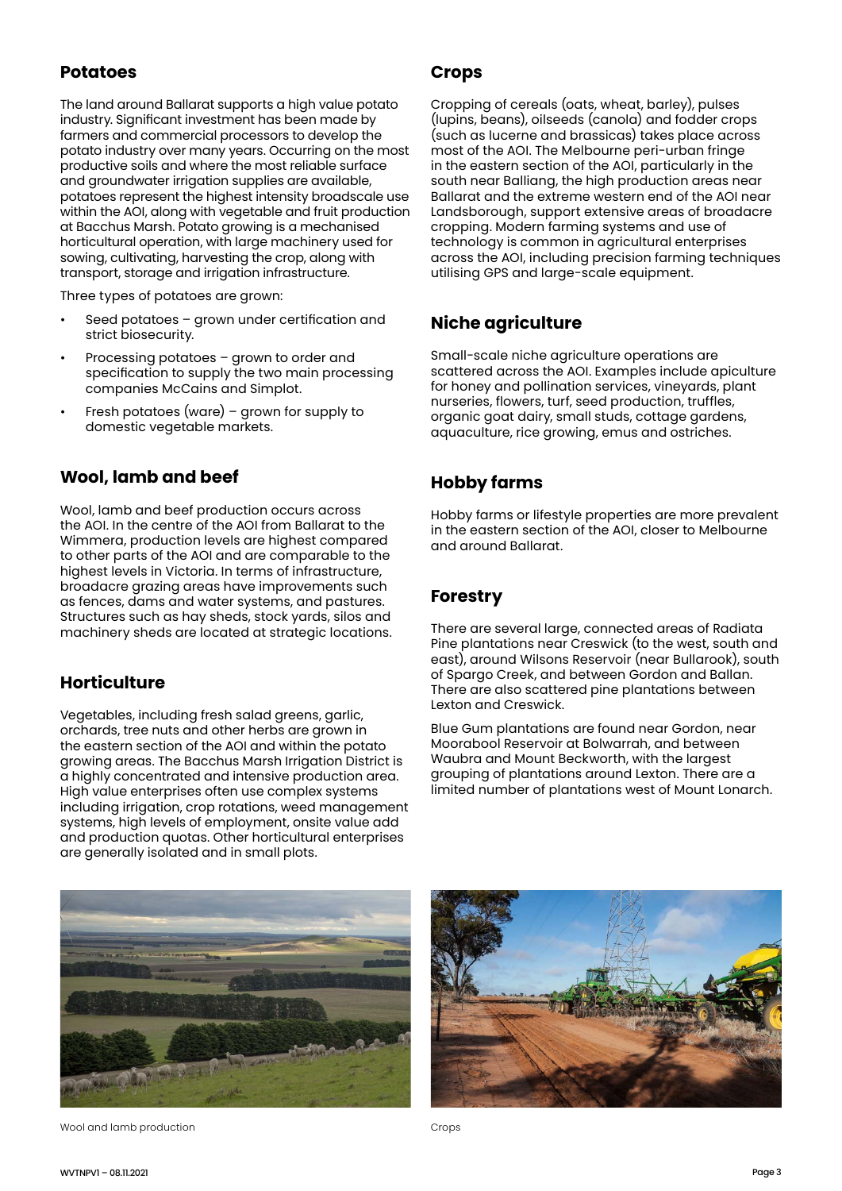## Potatoes

The land around Ballarat supports a high value potato industry. Significant investment has been made by farmers and commercial processors to develop the potato industry over many years. Occurring on the most productive soils and where the most reliable surface and groundwater irrigation supplies are available, potatoes represent the highest intensity broadscale use within the AOI, along with vegetable and fruit production at Bacchus Marsh. Potato growing is a mechanised horticultural operation, with large machinery used for sowing, cultivating, harvesting the crop, along with transport, storage and irrigation infrastructure.

Three types of potatoes are grown:

- Seed potatoes – grown under certification and strict biosecurity.
- Processing potatoes – grown to order and specification to supply the two main processing companies McCains and Simplot.
- Fresh potatoes (ware) – grown for supply to domestic vegetable markets.

## Wool, lamb and beef

Wool, lamb and beef production occurs across the AOI. In the centre of the AOI from Ballarat to the Wimmera, production levels are highest compared to other parts of the AOI and are comparable to the highest levels in Victoria. In terms of infrastructure, broadacre grazing areas have improvements such as fences, dams and water systems, and pastures. Structures such as hay sheds, stock yards, silos and machinery sheds are located at strategic locations.

## Horticulture

Vegetables, including fresh salad greens, garlic, orchards, tree nuts and other herbs are grown in the eastern section of the AOI and within the potato growing areas. The Bacchus Marsh Irrigation District is a highly concentrated and intensive production area. High value enterprises often use complex systems including irrigation, crop rotations, weed management systems, high levels of employment, onsite value add and production quotas. Other horticultural enterprises are generally isolated and in small plots.

## Crops

Cropping of cereals (oats, wheat, barley), pulses (lupins, beans), oilseeds (canola) and fodder crops (such as lucerne and brassicas) takes place across most of the AOI. The Melbourne peri-urban fringe in the eastern section of the AOI, particularly in the south near Balliang, the high production areas near Ballarat and the extreme western end of the AOI near Landsborough, support extensive areas of broadacre cropping. Modern farming systems and use of technology is common in agricultural enterprises across the AOI, including precision farming techniques utilising GPS and large-scale equipment.

## Niche agriculture

Small-scale niche agriculture operations are scattered across the AOI. Examples include apiculture for honey and pollination services, vineyards, plant nurseries, flowers, turf, seed production, truffles, organic goat dairy, small studs, cottage gardens, aquaculture, rice growing, emus and ostriches.

## Hobby farms

Hobby farms or lifestyle properties are more prevalent in the eastern section of the AOI, closer to Melbourne and around Ballarat.

## Forestry

There are several large, connected areas of Radiata Pine plantations near Creswick (to the west, south and east), around Wilsons Reservoir (near Bullarook), south of Spargo Creek, and between Gordon and Ballan. There are also scattered pine plantations between Lexton and Creswick.

Blue Gum plantations are found near Gordon, near Moorabool Reservoir at Bolwarrah, and between Waubra and Mount Beckworth, with the largest grouping of plantations around Lexton. There are a limited number of plantations west of Mount Lonarch.

Wool and lamb production

Crops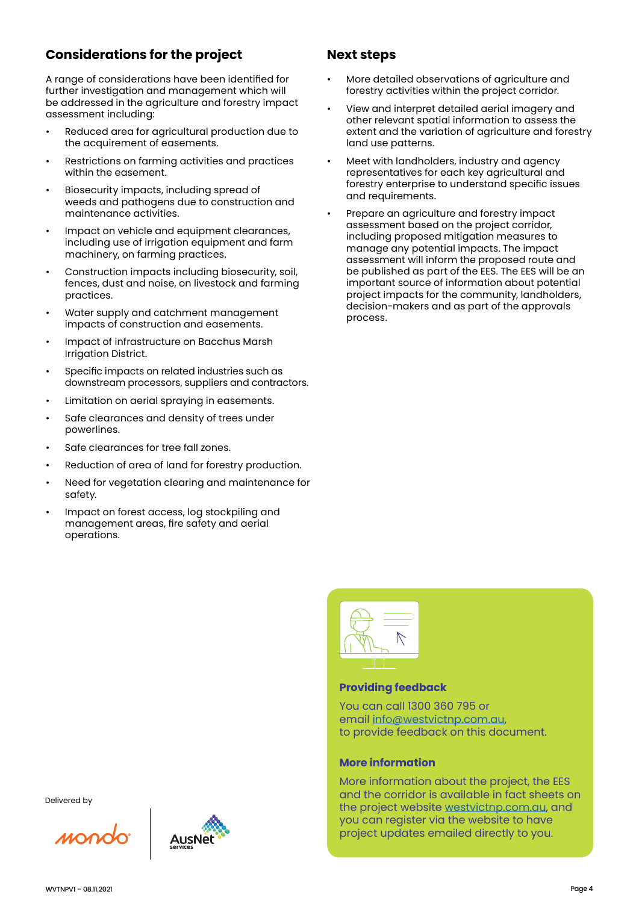## Considerations for the project

A range of considerations have been identified for further investigation and management which will be addressed in the agriculture and forestry impact assessment including:

- Reduced area for agricultural production due to the acquirement of easements.
- Restrictions on farming activities and practices within the easement.
- Biosecurity impacts, including spread of weeds and pathogens due to construction and maintenance activities.
- Impact on vehicle and equipment clearances, including use of irrigation equipment and farm machinery, on farming practices.
- Construction impacts including biosecurity, soil, fences, dust and noise, on livestock and farming practices.
- Water supply and catchment management impacts of construction and easements.
- Impact of infrastructure on Bacchus Marsh Irrigation District.
- Specific impacts on related industries such as downstream processors, suppliers and contractors.
- Limitation on aerial spraying in easements.
- Safe clearances and density of trees under powerlines.
- Safe clearances for tree fall zones.
- Reduction of area of land for forestry production.
- Need for vegetation clearing and maintenance for safety.
- Impact on forest access, log stockpiling and management areas, fire safety and aerial operations.

## Next steps

- More detailed observations of agriculture and forestry activities within the project corridor.
- View and interpret detailed aerial imagery and other relevant spatial information to assess the extent and the variation of agriculture and forestry land use patterns.
- Meet with landholders, industry and agency representatives for each key agricultural and forestry enterprise to understand specific issues and requirements.
- Prepare an agriculture and forestry impact assessment based on the project corridor, including proposed mitigation measures to manage any potential impacts. The impact assessment will inform the proposed route and be published as part of the EES. The EES will be an important source of information about potential project impacts for the community, landholders, decision-makers and as part of the approvals process.

### Providing feedback

You can call 1300 360 795 or email info@westvictnp.com.au, to provide feedback on this document.

### More information

More information about the project, the EES and the corridor is available in fact sheets on the project website westvictnp.com.au, and you can register via the website to have project updates emailed directly to you.

Delivered by

mondo

AusNet services

WVTNPV1 – 08.11.2021